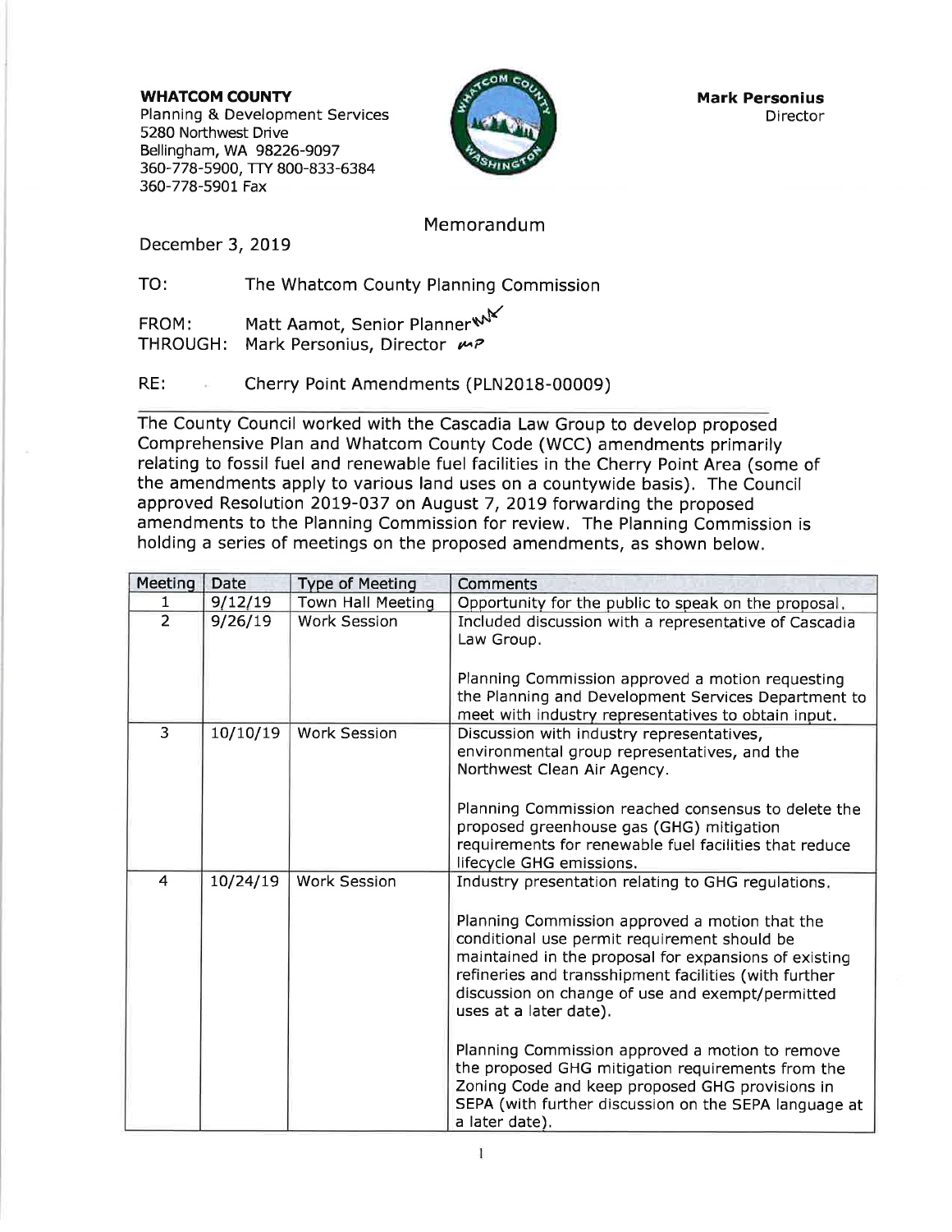**WHATCOM COUNTY**
Planning & Development Services
5280 Northwest Drive
Bellingham, WA 98226-9097
360-778-5900, TTY 800-833-6384
360-778-5901 Fax

**Mark Personius**
Director

# Memorandum

December 3, 2019

TO: The Whatcom County Planning Commission

FROM: Matt Aamot, Senior Planner
THROUGH: Mark Personius, Director

RE: Cherry Point Amendments (PLN2018-00009)

The County Council worked with the Cascadia Law Group to develop proposed Comprehensive Plan and Whatcom County Code (WCC) amendments primarily relating to fossil fuel and renewable fuel facilities in the Cherry Point Area (some of the amendments apply to various land uses on a countywide basis). The Council approved Resolution 2019-037 on August 7, 2019 forwarding the proposed amendments to the Planning Commission for review. The Planning Commission is holding a series of meetings on the proposed amendments, as shown below.

| Meeting | Date | Type of Meeting | Comments |
|---|---|---|---|
| 1 | 9/12/19 | Town Hall Meeting | Opportunity for the public to speak on the proposal. |
| 2 | 9/26/19 | Work Session | Included discussion with a representative of Cascadia Law Group.<br><br>Planning Commission approved a motion requesting the Planning and Development Services Department to meet with industry representatives to obtain input. |
| 3 | 10/10/19 | Work Session | Discussion with industry representatives, environmental group representatives, and the Northwest Clean Air Agency.<br><br>Planning Commission reached consensus to delete the proposed greenhouse gas (GHG) mitigation requirements for renewable fuel facilities that reduce lifecycle GHG emissions. |
| 4 | 10/24/19 | Work Session | Industry presentation relating to GHG regulations.<br><br>Planning Commission approved a motion that the conditional use permit requirement should be maintained in the proposal for expansions of existing refineries and transshipment facilities (with further discussion on change of use and exempt/permitted uses at a later date).<br><br>Planning Commission approved a motion to remove the proposed GHG mitigation requirements from the Zoning Code and keep proposed GHG provisions in SEPA (with further discussion on the SEPA language at a later date). |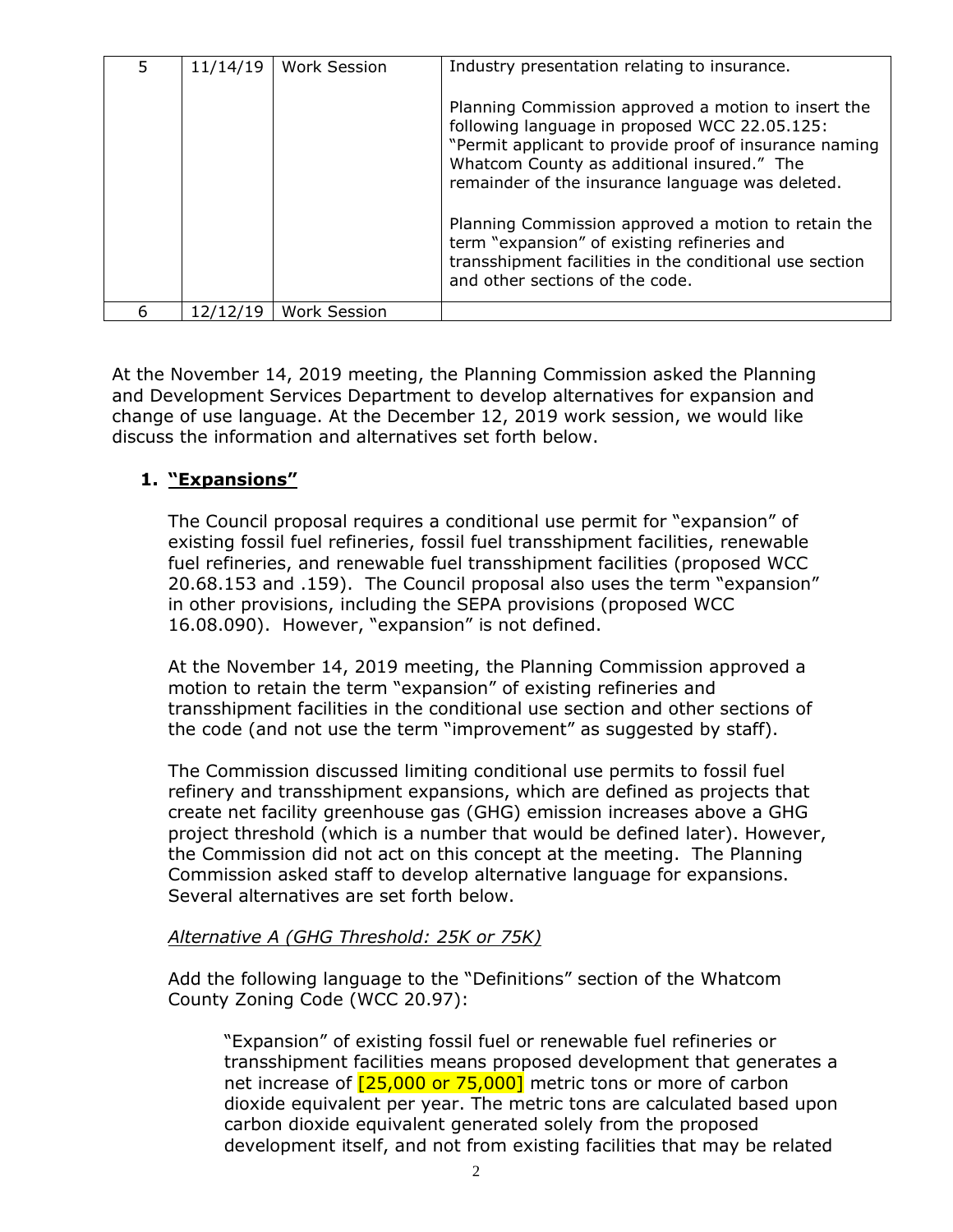| 5 | 11/14/19 | Work Session | Industry presentation relating to insurance.<br><br>Planning Commission approved a motion to insert the following language in proposed WCC 22.05.125: "Permit applicant to provide proof of insurance naming Whatcom County as additional insured." The remainder of the insurance language was deleted.<br><br>Planning Commission approved a motion to retain the term "expansion" of existing refineries and transshipment facilities in the conditional use section and other sections of the code. |
|---|---|---|---|
| 6 | 12/12/19 | Work Session | |

At the November 14, 2019 meeting, the Planning Commission asked the Planning and Development Services Department to develop alternatives for expansion and change of use language. At the December 12, 2019 work session, we would like discuss the information and alternatives set forth below.

## 1. **"Expansions"**

The Council proposal requires a conditional use permit for "expansion" of existing fossil fuel refineries, fossil fuel transshipment facilities, renewable fuel refineries, and renewable fuel transshipment facilities (proposed WCC 20.68.153 and .159). The Council proposal also uses the term "expansion" in other provisions, including the SEPA provisions (proposed WCC 16.08.090). However, "expansion" is not defined.

At the November 14, 2019 meeting, the Planning Commission approved a motion to retain the term "expansion" of existing refineries and transshipment facilities in the conditional use section and other sections of the code (and not use the term "improvement" as suggested by staff).

The Commission discussed limiting conditional use permits to fossil fuel refinery and transshipment expansions, which are defined as projects that create net facility greenhouse gas (GHG) emission increases above a GHG project threshold (which is a number that would be defined later). However, the Commission did not act on this concept at the meeting. The Planning Commission asked staff to develop alternative language for expansions. Several alternatives are set forth below.

*Alternative A (GHG Threshold: 25K or 75K)*

Add the following language to the "Definitions" section of the Whatcom County Zoning Code (WCC 20.97):

> "Expansion" of existing fossil fuel or renewable fuel refineries or transshipment facilities means proposed development that generates a net increase of [25,000 or 75,000] metric tons or more of carbon dioxide equivalent per year. The metric tons are calculated based upon carbon dioxide equivalent generated solely from the proposed development itself, and not from existing facilities that may be related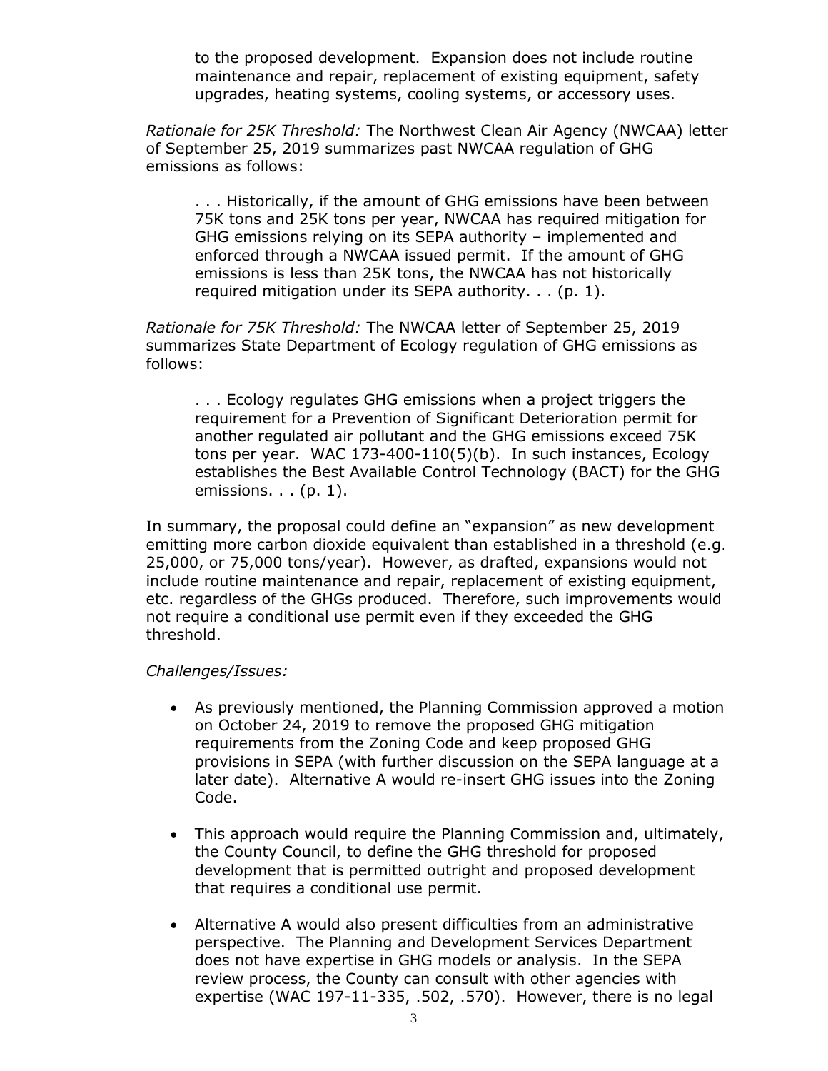to the proposed development. Expansion does not include routine maintenance and repair, replacement of existing equipment, safety upgrades, heating systems, cooling systems, or accessory uses.

*Rationale for 25K Threshold:* The Northwest Clean Air Agency (NWCAA) letter of September 25, 2019 summarizes past NWCAA regulation of GHG emissions as follows:

> . . . Historically, if the amount of GHG emissions have been between 75K tons and 25K tons per year, NWCAA has required mitigation for GHG emissions relying on its SEPA authority – implemented and enforced through a NWCAA issued permit. If the amount of GHG emissions is less than 25K tons, the NWCAA has not historically required mitigation under its SEPA authority. . . (p. 1).

*Rationale for 75K Threshold:* The NWCAA letter of September 25, 2019 summarizes State Department of Ecology regulation of GHG emissions as follows:

> . . . Ecology regulates GHG emissions when a project triggers the requirement for a Prevention of Significant Deterioration permit for another regulated air pollutant and the GHG emissions exceed 75K tons per year. WAC 173-400-110(5)(b). In such instances, Ecology establishes the Best Available Control Technology (BACT) for the GHG emissions. . . (p. 1).

In summary, the proposal could define an "expansion" as new development emitting more carbon dioxide equivalent than established in a threshold (e.g. 25,000, or 75,000 tons/year). However, as drafted, expansions would not include routine maintenance and repair, replacement of existing equipment, etc. regardless of the GHGs produced. Therefore, such improvements would not require a conditional use permit even if they exceeded the GHG threshold.

*Challenges/Issues:*

- As previously mentioned, the Planning Commission approved a motion on October 24, 2019 to remove the proposed GHG mitigation requirements from the Zoning Code and keep proposed GHG provisions in SEPA (with further discussion on the SEPA language at a later date). Alternative A would re-insert GHG issues into the Zoning Code.

- This approach would require the Planning Commission and, ultimately, the County Council, to define the GHG threshold for proposed development that is permitted outright and proposed development that requires a conditional use permit.

- Alternative A would also present difficulties from an administrative perspective. The Planning and Development Services Department does not have expertise in GHG models or analysis. In the SEPA review process, the County can consult with other agencies with expertise (WAC 197-11-335, .502, .570). However, there is no legal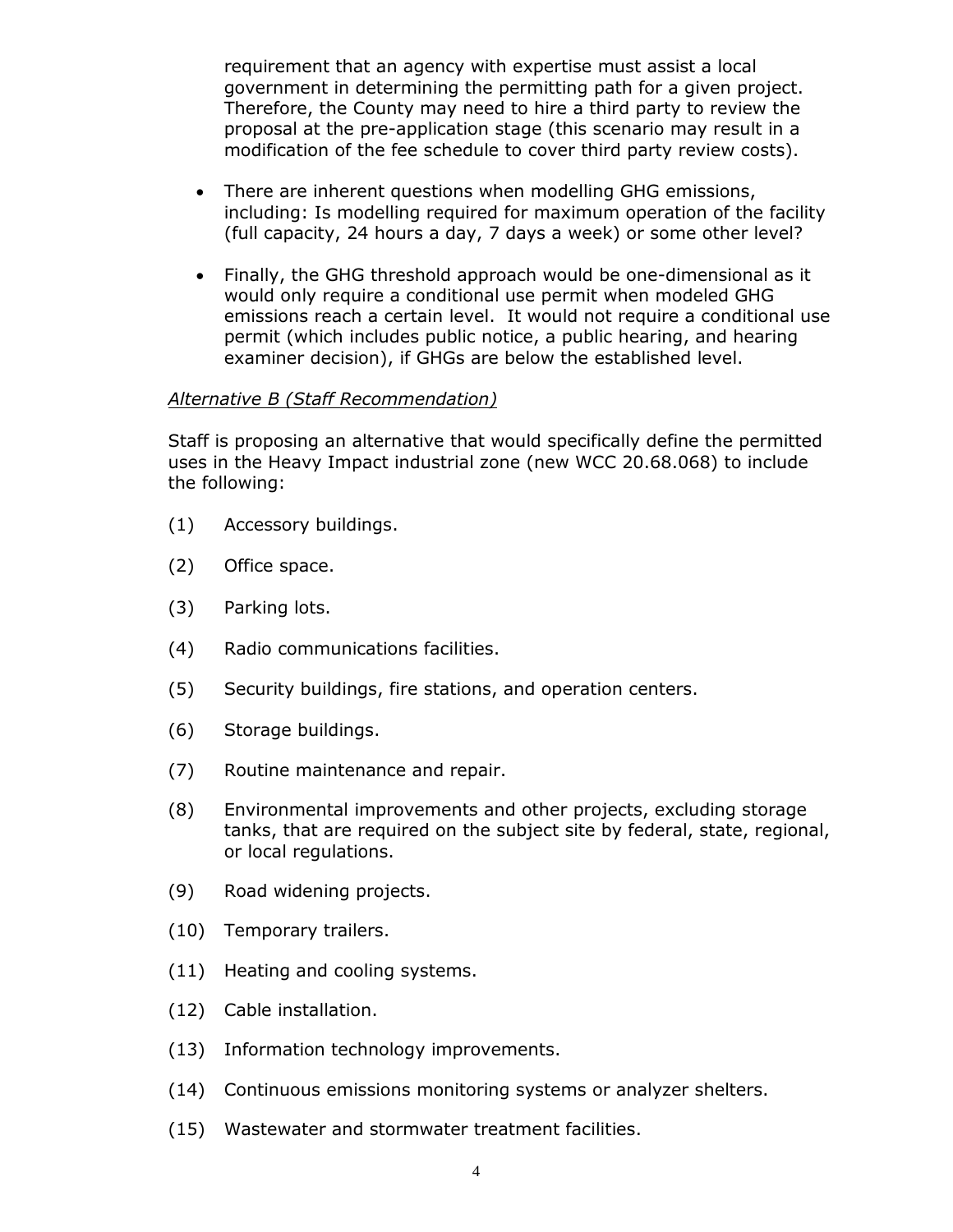requirement that an agency with expertise must assist a local government in determining the permitting path for a given project. Therefore, the County may need to hire a third party to review the proposal at the pre-application stage (this scenario may result in a modification of the fee schedule to cover third party review costs).

- There are inherent questions when modelling GHG emissions, including: Is modelling required for maximum operation of the facility (full capacity, 24 hours a day, 7 days a week) or some other level?
- Finally, the GHG threshold approach would be one-dimensional as it would only require a conditional use permit when modeled GHG emissions reach a certain level. It would not require a conditional use permit (which includes public notice, a public hearing, and hearing examiner decision), if GHGs are below the established level.

*Alternative B (Staff Recommendation)*

Staff is proposing an alternative that would specifically define the permitted uses in the Heavy Impact industrial zone (new WCC 20.68.068) to include the following:

(1) Accessory buildings.

(2) Office space.

(3) Parking lots.

(4) Radio communications facilities.

(5) Security buildings, fire stations, and operation centers.

(6) Storage buildings.

(7) Routine maintenance and repair.

(8) Environmental improvements and other projects, excluding storage tanks, that are required on the subject site by federal, state, regional, or local regulations.

(9) Road widening projects.

(10) Temporary trailers.

(11) Heating and cooling systems.

(12) Cable installation.

(13) Information technology improvements.

(14) Continuous emissions monitoring systems or analyzer shelters.

(15) Wastewater and stormwater treatment facilities.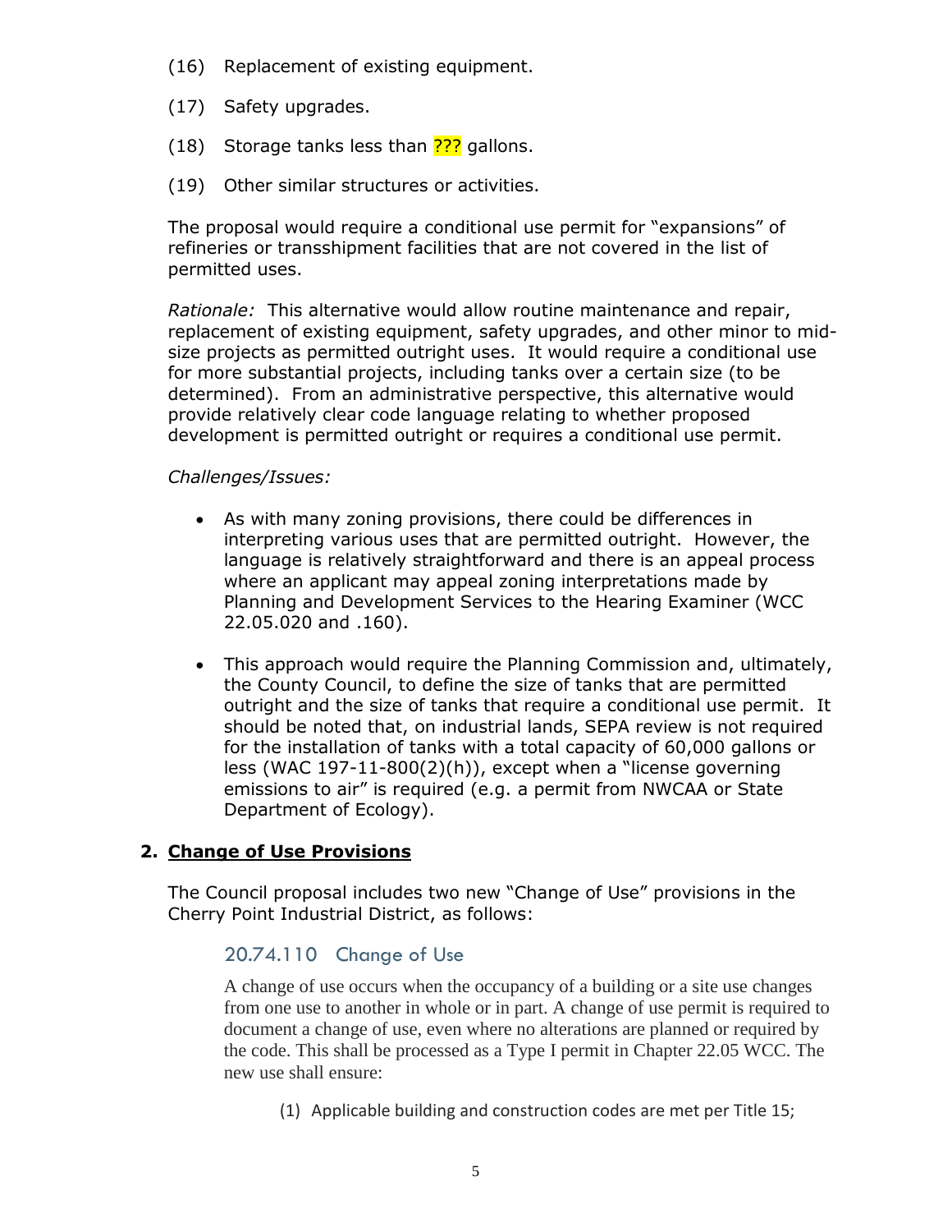(16) Replacement of existing equipment.

(17) Safety upgrades.

(18) Storage tanks less than ??? gallons.

(19) Other similar structures or activities.

The proposal would require a conditional use permit for "expansions" of refineries or transshipment facilities that are not covered in the list of permitted uses.

*Rationale:* This alternative would allow routine maintenance and repair, replacement of existing equipment, safety upgrades, and other minor to mid-size projects as permitted outright uses. It would require a conditional use for more substantial projects, including tanks over a certain size (to be determined). From an administrative perspective, this alternative would provide relatively clear code language relating to whether proposed development is permitted outright or requires a conditional use permit.

*Challenges/Issues:*

- As with many zoning provisions, there could be differences in interpreting various uses that are permitted outright. However, the language is relatively straightforward and there is an appeal process where an applicant may appeal zoning interpretations made by Planning and Development Services to the Hearing Examiner (WCC 22.05.020 and .160).

- This approach would require the Planning Commission and, ultimately, the County Council, to define the size of tanks that are permitted outright and the size of tanks that require a conditional use permit. It should be noted that, on industrial lands, SEPA review is not required for the installation of tanks with a total capacity of 60,000 gallons or less (WAC 197-11-800(2)(h)), except when a "license governing emissions to air" is required (e.g. a permit from NWCAA or State Department of Ecology).

## 2. Change of Use Provisions

The Council proposal includes two new "Change of Use" provisions in the Cherry Point Industrial District, as follows:

### 20.74.110 Change of Use

A change of use occurs when the occupancy of a building or a site use changes from one use to another in whole or in part. A change of use permit is required to document a change of use, even where no alterations are planned or required by the code. This shall be processed as a Type I permit in Chapter 22.05 WCC. The new use shall ensure:

(1) Applicable building and construction codes are met per Title 15;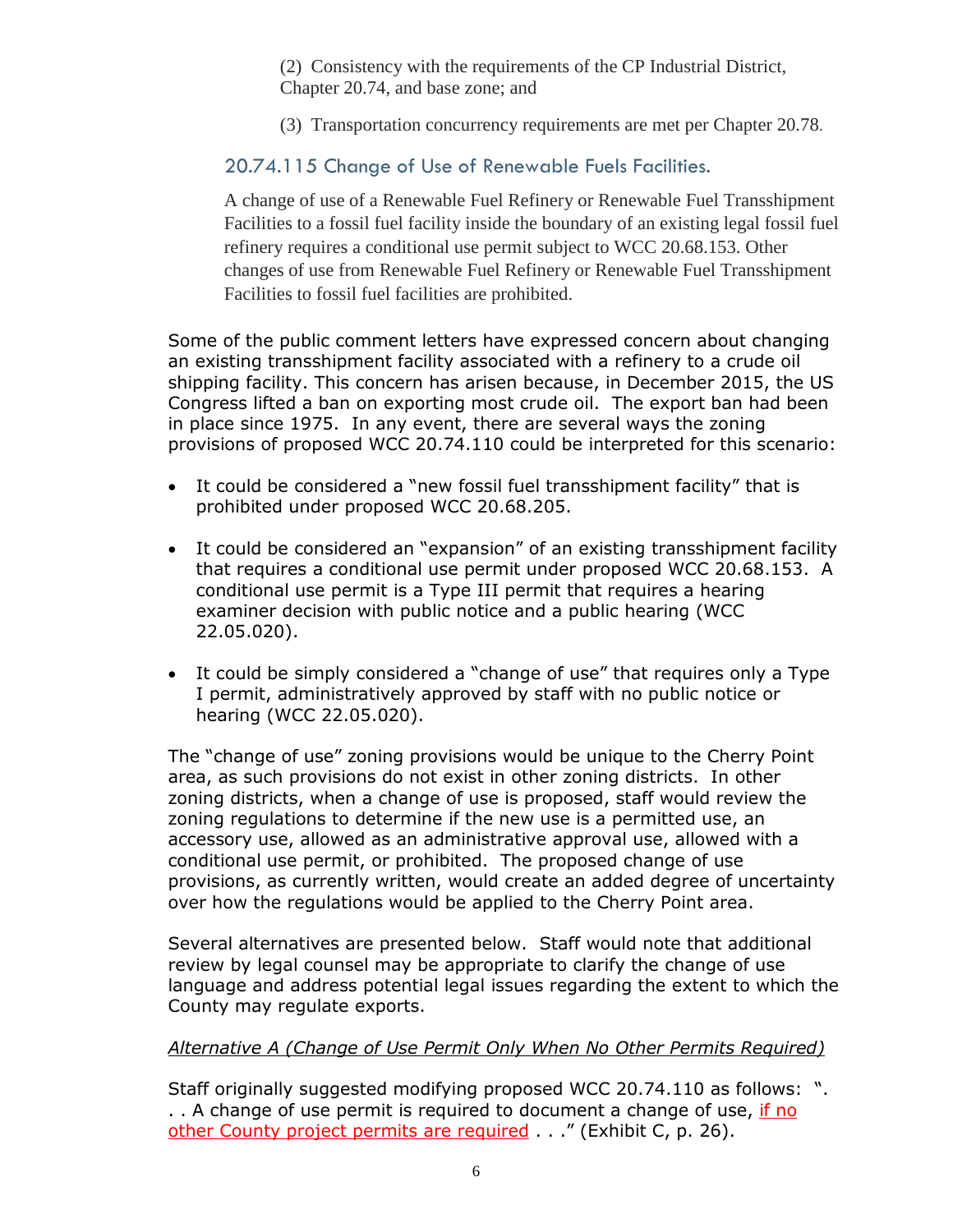(2) Consistency with the requirements of the CP Industrial District, Chapter 20.74, and base zone; and

(3) Transportation concurrency requirements are met per Chapter 20.78.

### 20.74.115 Change of Use of Renewable Fuels Facilities.

A change of use of a Renewable Fuel Refinery or Renewable Fuel Transshipment Facilities to a fossil fuel facility inside the boundary of an existing legal fossil fuel refinery requires a conditional use permit subject to WCC 20.68.153. Other changes of use from Renewable Fuel Refinery or Renewable Fuel Transshipment Facilities to fossil fuel facilities are prohibited.

Some of the public comment letters have expressed concern about changing an existing transshipment facility associated with a refinery to a crude oil shipping facility. This concern has arisen because, in December 2015, the US Congress lifted a ban on exporting most crude oil. The export ban had been in place since 1975. In any event, there are several ways the zoning provisions of proposed WCC 20.74.110 could be interpreted for this scenario:

- It could be considered a "new fossil fuel transshipment facility" that is prohibited under proposed WCC 20.68.205.
- It could be considered an "expansion" of an existing transshipment facility that requires a conditional use permit under proposed WCC 20.68.153. A conditional use permit is a Type III permit that requires a hearing examiner decision with public notice and a public hearing (WCC 22.05.020).
- It could be simply considered a "change of use" that requires only a Type I permit, administratively approved by staff with no public notice or hearing (WCC 22.05.020).

The "change of use" zoning provisions would be unique to the Cherry Point area, as such provisions do not exist in other zoning districts. In other zoning districts, when a change of use is proposed, staff would review the zoning regulations to determine if the new use is a permitted use, an accessory use, allowed as an administrative approval use, allowed with a conditional use permit, or prohibited. The proposed change of use provisions, as currently written, would create an added degree of uncertainty over how the regulations would be applied to the Cherry Point area.

Several alternatives are presented below. Staff would note that additional review by legal counsel may be appropriate to clarify the change of use language and address potential legal issues regarding the extent to which the County may regulate exports.

*Alternative A (Change of Use Permit Only When No Other Permits Required)*

Staff originally suggested modifying proposed WCC 20.74.110 as follows: ". . . A change of use permit is required to document a change of use, if no other County project permits are required . . ." (Exhibit C, p. 26).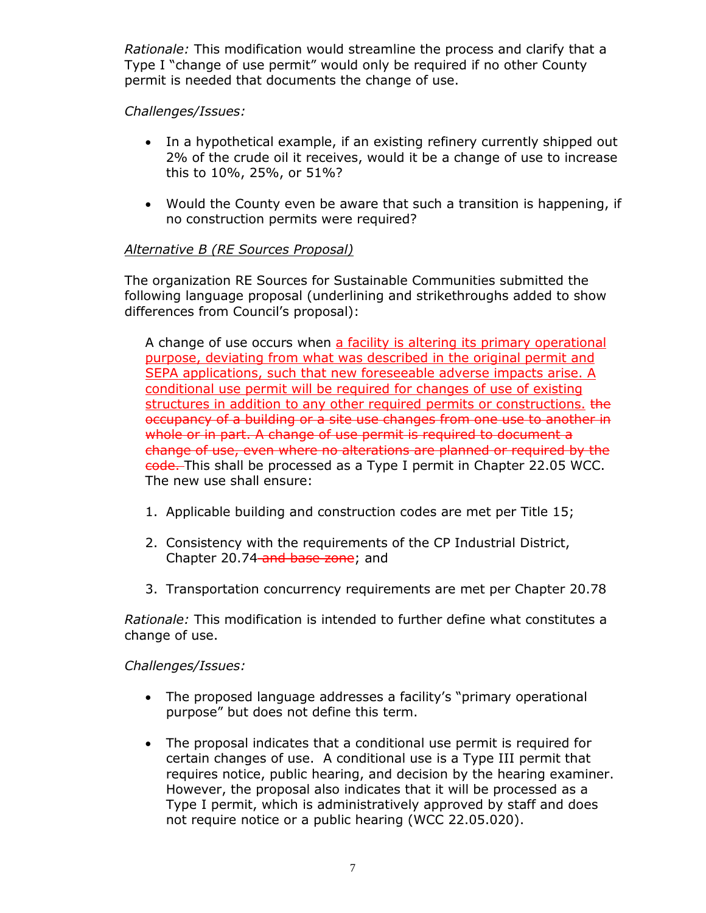*Rationale:* This modification would streamline the process and clarify that a Type I "change of use permit" would only be required if no other County permit is needed that documents the change of use.

*Challenges/Issues:*

- In a hypothetical example, if an existing refinery currently shipped out 2% of the crude oil it receives, would it be a change of use to increase this to 10%, 25%, or 51%?
- Would the County even be aware that such a transition is happening, if no construction permits were required?

<u>*Alternative B (RE Sources Proposal)*</u>

The organization RE Sources for Sustainable Communities submitted the following language proposal (underlining and strikethroughs added to show differences from Council's proposal):

> A change of use occurs when <u>a facility is altering its primary operational purpose, deviating from what was described in the original permit and SEPA applications, such that new foreseeable adverse impacts arise. A conditional use permit will be required for changes of use of existing structures in addition to any other required permits or constructions.</u> ~~the occupancy of a building or a site use changes from one use to another in whole or in part. A change of use permit is required to document a change of use, even where no alterations are planned or required by the code.~~ This shall be processed as a Type I permit in Chapter 22.05 WCC. The new use shall ensure:
>
> 1. Applicable building and construction codes are met per Title 15;
> 2. Consistency with the requirements of the CP Industrial District, Chapter 20.74 ~~and base zone~~; and
> 3. Transportation concurrency requirements are met per Chapter 20.78

*Rationale:* This modification is intended to further define what constitutes a change of use.

*Challenges/Issues:*

- The proposed language addresses a facility's "primary operational purpose" but does not define this term.
- The proposal indicates that a conditional use permit is required for certain changes of use. A conditional use is a Type III permit that requires notice, public hearing, and decision by the hearing examiner. However, the proposal also indicates that it will be processed as a Type I permit, which is administratively approved by staff and does not require notice or a public hearing (WCC 22.05.020).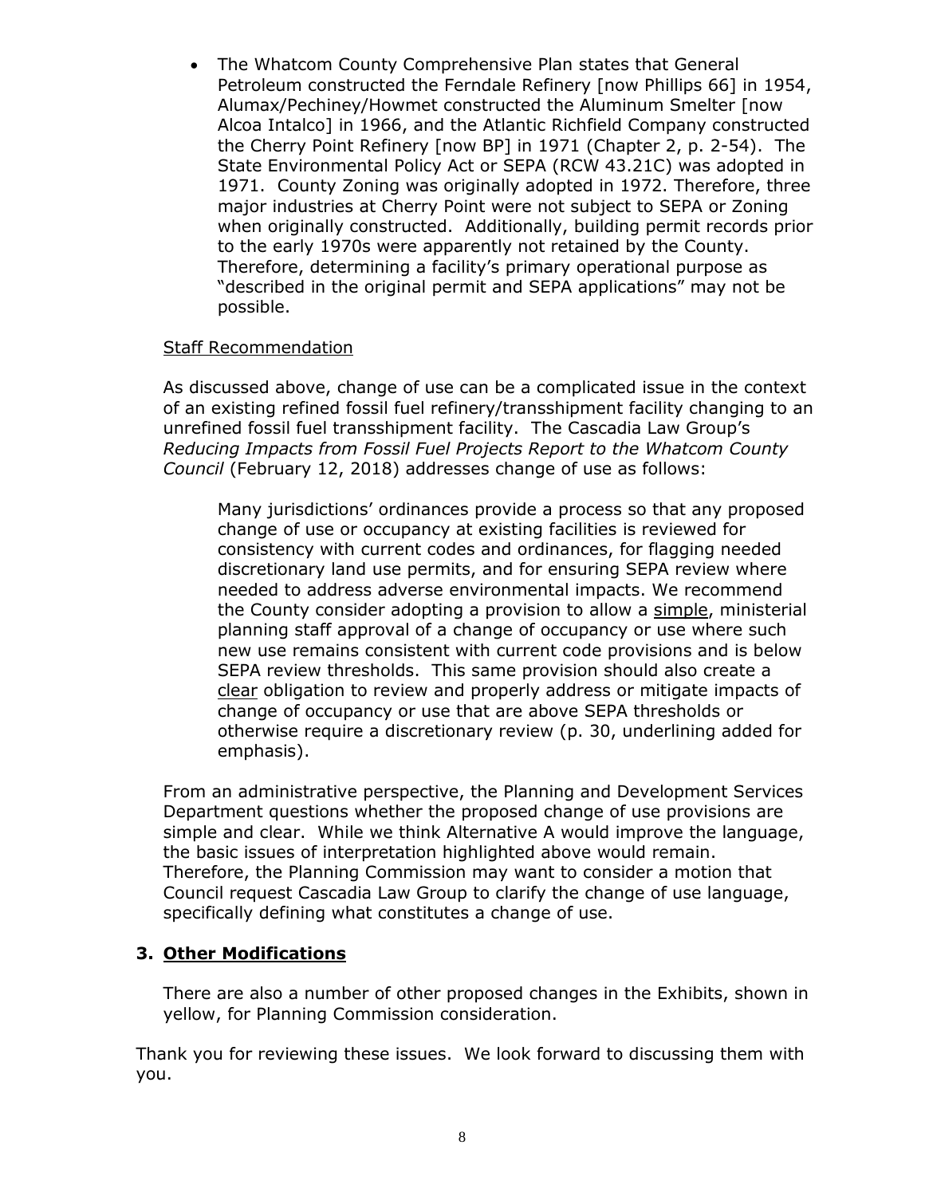- The Whatcom County Comprehensive Plan states that General Petroleum constructed the Ferndale Refinery [now Phillips 66] in 1954, Alumax/Pechiney/Howmet constructed the Aluminum Smelter [now Alcoa Intalco] in 1966, and the Atlantic Richfield Company constructed the Cherry Point Refinery [now BP] in 1971 (Chapter 2, p. 2-54). The State Environmental Policy Act or SEPA (RCW 43.21C) was adopted in 1971. County Zoning was originally adopted in 1972. Therefore, three major industries at Cherry Point were not subject to SEPA or Zoning when originally constructed. Additionally, building permit records prior to the early 1970s were apparently not retained by the County. Therefore, determining a facility's primary operational purpose as "described in the original permit and SEPA applications" may not be possible.

<u>Staff Recommendation</u>

As discussed above, change of use can be a complicated issue in the context of an existing refined fossil fuel refinery/transshipment facility changing to an unrefined fossil fuel transshipment facility. The Cascadia Law Group's *Reducing Impacts from Fossil Fuel Projects Report to the Whatcom County Council* (February 12, 2018) addresses change of use as follows:

> Many jurisdictions' ordinances provide a process so that any proposed change of use or occupancy at existing facilities is reviewed for consistency with current codes and ordinances, for flagging needed discretionary land use permits, and for ensuring SEPA review where needed to address adverse environmental impacts. We recommend the County consider adopting a provision to allow a <u>simple</u>, ministerial planning staff approval of a change of occupancy or use where such new use remains consistent with current code provisions and is below SEPA review thresholds. This same provision should also create a <u>clear</u> obligation to review and properly address or mitigate impacts of change of occupancy or use that are above SEPA thresholds or otherwise require a discretionary review (p. 30, underlining added for emphasis).

From an administrative perspective, the Planning and Development Services Department questions whether the proposed change of use provisions are simple and clear. While we think Alternative A would improve the language, the basic issues of interpretation highlighted above would remain. Therefore, the Planning Commission may want to consider a motion that Council request Cascadia Law Group to clarify the change of use language, specifically defining what constitutes a change of use.

### 3. <u>Other Modifications</u>

There are also a number of other proposed changes in the Exhibits, shown in yellow, for Planning Commission consideration.

Thank you for reviewing these issues. We look forward to discussing them with you.